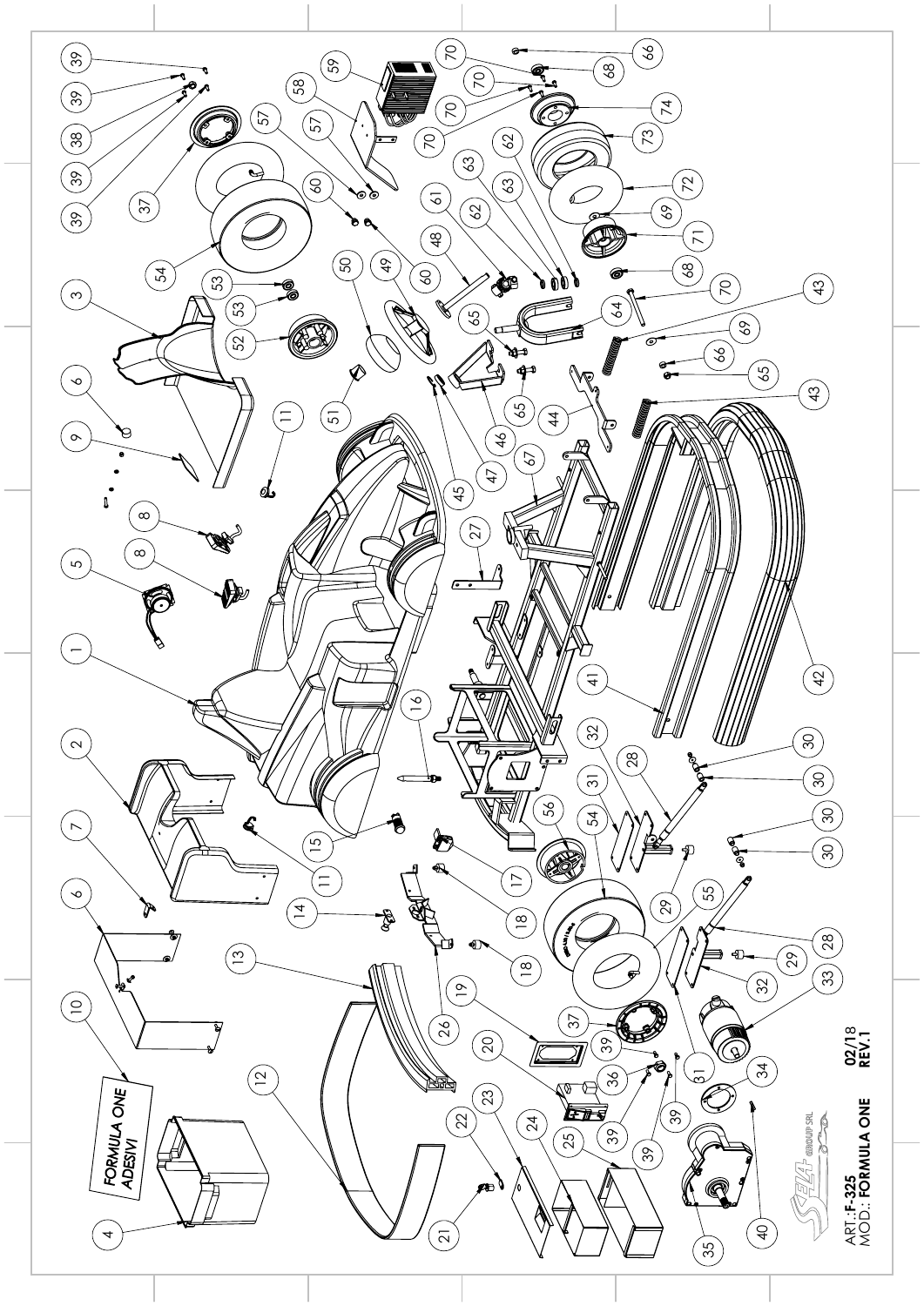FORMULA ONE
ADESIVI

02/18
REV.1

ART.: F-325
MOD.: FORMULA ONE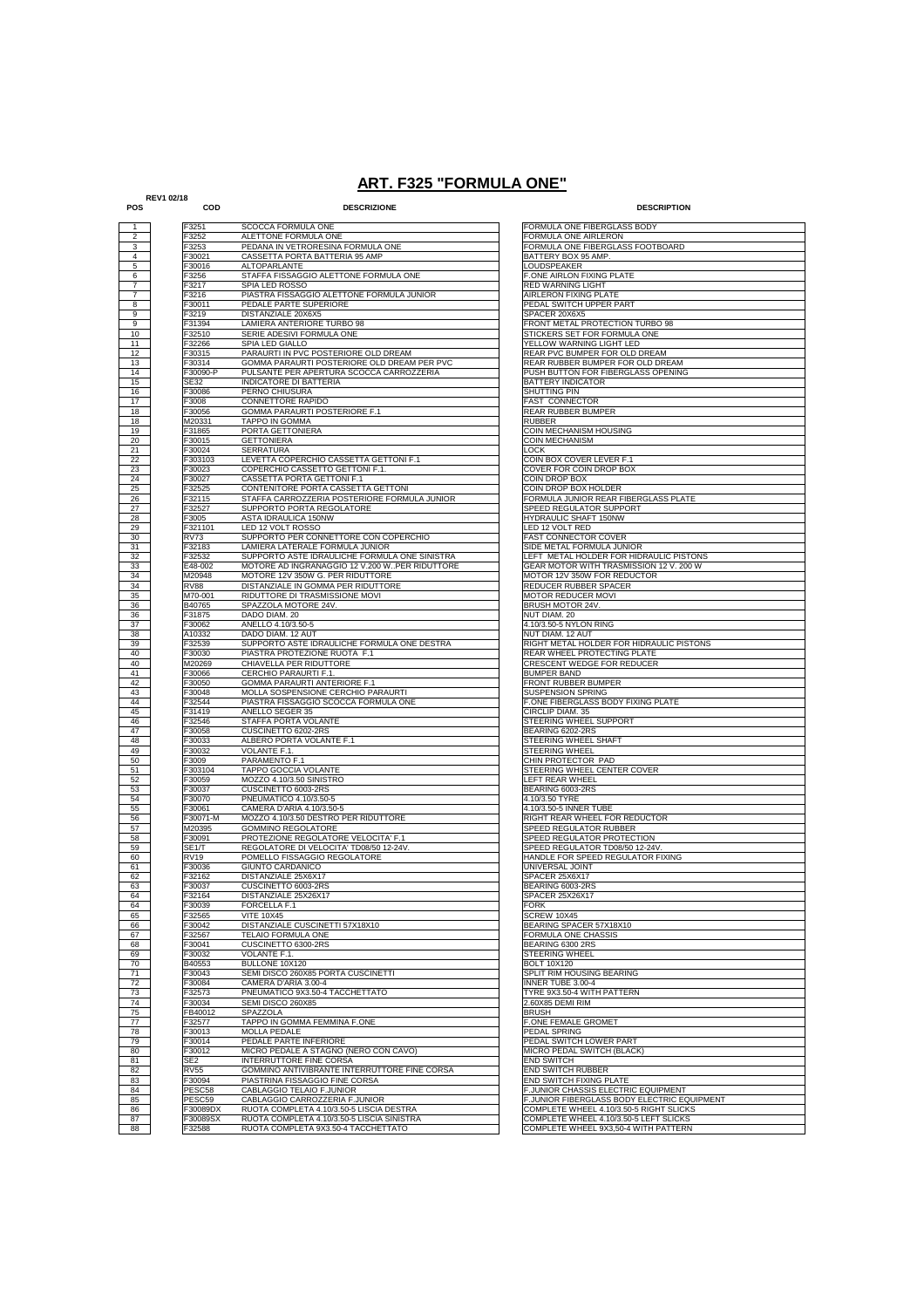## ART. F325 "FORMULA ONE"

REV1 02/18

| POS | COD | DESCRIZIONE | DESCRIPTION |
|---|---|---|---|
| 1 | F3251 | SCOCCA FORMULA ONE | FORMULA ONE FIBERGLASS BODY |
| 2 | F3252 | ALETTONE FORMULA ONE | FORMULA ONE AIRLERON |
| 3 | F3253 | PEDANA IN VETRORESINA FORMULA ONE | FORMULA ONE FIBERGLASS FOOTBOARD |
| 4 | F30021 | CASSETTA PORTA BATTERIA 95 AMP | BATTERY BOX 95 AMP. |
| 5 | F30016 | ALTOPARLANTE | LOUDSPEAKER |
| 6 | F3256 | STAFFA FISSAGGIO ALETTONE FORMULA ONE | F.ONE AIRLON FIXING PLATE |
| 7 | F3217 | SPIA LED ROSSO | RED WARNING LIGHT |
| 7 | F3216 | PIASTRA FISSAGGIO ALETTONE FORMULA JUNIOR | AIRLERON FIXING PLATE |
| 8 | F30011 | PEDALE PARTE SUPERIORE | PEDAL SWITCH UPPER PART |
| 9 | F3219 | DISTANZIALE 20X6X5 | SPACER 20X6X5 |
| 9 | F31394 | LAMIERA ANTERIORE TURBO 98 | FRONT METAL PROTECTION TURBO 98 |
| 10 | F32510 | SERIE ADESIVI FORMULA ONE | STICKERS SET FOR FORMULA ONE |
| 11 | F32266 | SPIA LED GIALLO | YELLOW WARNING LIGHT LED |
| 12 | F30315 | PARAURTI IN PVC POSTERIORE OLD DREAM | REAR PVC BUMPER FOR OLD DREAM |
| 13 | F30314 | GOMMA PARAURTI POSTERIORE OLD DREAM PER PVC | REAR RUBBER BUMPER FOR OLD DREAM |
| 14 | F30090-P | PULSANTE PER APERTURA SCOCCA CARROZZERIA | PUSH BUTTON FOR FIBERGLASS OPENING |
| 15 | SE32 | INDICATORE DI BATTERIA | BATTERY INDICATOR |
| 16 | F30086 | PERNO CHIUSURA | SHUTTING PIN |
| 17 | F3008 | CONNETTORE RAPIDO | FAST CONNECTOR |
| 18 | F30056 | GOMMA PARAURTI POSTERIORE F.1 | REAR RUBBER BUMPER |
| 18 | M20331 | TAPPO IN GOMMA | RUBBER |
| 19 | F31865 | PORTA GETTONIERA | COIN MECHANISM HOUSING |
| 20 | F30015 | GETTONIERA | COIN MECHANISM |
| 21 | F30024 | SERRATURA | LOCK |
| 22 | F303103 | LEVETTA COPERCHIO CASSETTA GETTONI F.1 | COIN BOX COVER LEVER F.1 |
| 23 | F30023 | COPERCHIO CASSETTO GETTONI F.1. | COVER FOR COIN DROP BOX |
| 24 | F30027 | CASSETTA PORTA GETTONI F.1 | COIN DROP BOX |
| 25 | F32525 | CONTENITORE PORTA CASSETTA GETTONI | COIN DROP BOX HOLDER |
| 26 | F32115 | STAFFA CARROZZERIA POSTERIORE FORMULA JUNIOR | FORMULA JUNIOR REAR FIBERGLASS PLATE |
| 27 | F32527 | SUPPORTO PORTA REGOLATORE | SPEED REGULATOR SUPPORT |
| 28 | F3005 | ASTA IDRAULICA 150NW | HYDRAULIC SHAFT 150NW |
| 29 | F321101 | LED 12 VOLT ROSSO | LED 12 VOLT RED |
| 30 | RV73 | SUPPORTO PER CONNETTORE CON COPERCHIO | FAST CONNECTOR COVER |
| 31 | F32183 | LAMIERA LATERALE FORMULA JUNIOR | SIDE METAL FORMULA JUNIOR |
| 32 | F32532 | SUPPORTO ASTE IDRAULICHE FORMULA ONE SINISTRA | LEFT METAL HOLDER FOR HIDRAULIC PISTONS |
| 33 | E48-002 | MOTORE AD INGRANAGGIO 12 V.200 W..PER RIDUTTORE | GEAR MOTOR WITH TRASMISSION 12 V. 200 W |
| 34 | M20948 | MOTORE 12V 350W G. PER RIDUTTORE | MOTOR 12V 350W FOR REDUCTOR |
| 34 | RV88 | DISTANZIALE IN GOMMA PER RIDUTTORE | REDUCER RUBBER SPACER |
| 35 | M70-001 | RIDUTTORE DI TRASMISSIONE MOVI | MOTOR REDUCER MOVI |
| 36 | B40765 | SPAZZOLA MOTORE 24V. | BRUSH MOTOR 24V. |
| 36 | F31875 | DADO DIAM. 20 | NUT DIAM. 20 |
| 37 | F30062 | ANELLO 4.10/3.50-5 | 4.10/3.50-5 NYLON RING |
| 38 | A10332 | DADO DIAM. 12 AUT | NUT DIAM. 12 AUT |
| 39 | F32539 | SUPPORTO ASTE IDRAULICHE FORMULA ONE DESTRA | RIGHT METAL HOLDER FOR HIDRAULIC PISTONS |
| 40 | F30030 | PIASTRA PROTEZIONE RUOTA F.1 | REAR WHEEL PROTECTING PLATE |
| 40 | M20269 | CHIAVELLA PER RIDUTTORE | CRESCENT WEDGE FOR REDUCER |
| 41 | F30066 | CERCHIO PARAURTI F.1. | BUMPER BAND |
| 42 | F30050 | GOMMA PARAURTI ANTERIORE F.1 | FRONT RUBBER BUMPER |
| 43 | F30048 | MOLLA SOSPENSIONE CERCHIO PARAURTI | SUSPENSION SPRING |
| 44 | F32544 | PIASTRA FISSAGGIO SCOCCA FORMULA ONE | F.ONE FIBERGLASS BODY FIXING PLATE |
| 45 | F31419 | ANELLO SEGER 35 | CIRCLIP DIAM. 35 |
| 46 | F32546 | STAFFA PORTA VOLANTE | STEERING WHEEL SUPPORT |
| 47 | F30058 | CUSCINETTO 6202-2RS | BEARING 6202-2RS |
| 48 | F30033 | ALBERO PORTA VOLANTE F.1 | STEERING WHEEL SHAFT |
| 49 | F30032 | VOLANTE F.1. | STEERING WHEEL |
| 50 | F3009 | PARAMENTO F.1 | CHIN PROTECTOR PAD |
| 51 | F303104 | TAPPO GOCCIA VOLANTE | STEERING WHEEL CENTER COVER |
| 52 | F30059 | MOZZO 4.10/3.50 SINISTRO | LEFT REAR WHEEL |
| 53 | F30037 | CUSCINETTO 6003-2RS | BEARING 6003-2RS |
| 54 | F30070 | PNEUMATICO 4.10/3.50-5 | 4.10/3.50 TYRE |
| 55 | F30061 | CAMERA D'ARIA 4.10/3.50-5 | 4.10/3.50-5 INNER TUBE |
| 56 | F30071-M | MOZZO 4.10/3.50 DESTRO PER RIDUTTORE | RIGHT REAR WHEEL FOR REDUCTOR |
| 57 | M20395 | GOMMINO REGOLATORE | SPEED REGULATOR RUBBER |
| 58 | F30091 | PROTEZIONE REGOLATORE VELOCITA' F.1 | SPEED REGULATOR PROTECTION |
| 59 | SE1/T | REGOLATORE DI VELOCITA' TD08/50 12-24V. | SPEED REGULATOR TD08/50 12-24V. |
| 60 | RV19 | POMELLO FISSAGGIO REGOLATORE | HANDLE FOR SPEED REGULATOR FIXING |
| 61 | F30036 | GIUNTO CARDANICO | UNIVERSAL JOINT |
| 62 | F32162 | DISTANZIALE 25X6X17 | SPACER 25X6X17 |
| 63 | F30037 | CUSCINETTO 6003-2RS | BEARING 6003-2RS |
| 64 | F32164 | DISTANZIALE 25X26X17 | SPACER 25X26X17 |
| 64 | F30039 | FORCELLA F.1 | FORK |
| 65 | F32565 | VITE 10X45 | SCREW 10X45 |
| 66 | F30042 | DISTANZIALE CUSCINETTI 57X18X10 | BEARING SPACER 57X18X10 |
| 67 | F32567 | TELAIO FORMULA ONE | FORMULA ONE CHASSIS |
| 68 | F30041 | CUSCINETTO 6300-2RS | BEARING 6300 2RS |
| 69 | F30032 | VOLANTE F.1. | STEERING WHEEL |
| 70 | B40553 | BULLONE 10X120 | BOLT 10X120 |
| 71 | F30043 | SEMI DISCO 260X85 PORTA CUSCINETTI | SPLIT RIM HOUSING BEARING |
| 72 | F30084 | CAMERA D'ARIA 3.00-4 | INNER TUBE 3.00-4 |
| 73 | F32573 | PNEUMATICO 9X3.50-4 TACCHETTATO | TYRE 9X3.50-4 WITH PATTERN |
| 74 | F30034 | SEMI DISCO 260X85 | 2.60X85 DEMI RIM |
| 75 | FB40012 | SPAZZOLA | BRUSH |
| 77 | F32577 | TAPPO IN GOMMA FEMMINA F.ONE | F.ONE FEMALE GROMET |
| 78 | F30013 | MOLLA PEDALE | PEDAL SPRING |
| 79 | F30014 | PEDALE PARTE INFERIORE | PEDAL SWITCH LOWER PART |
| 80 | F30012 | MICRO PEDALE A STAGNO (NERO CON CAVO) | MICRO PEDAL SWITCH (BLACK) |
| 81 | SE2 | INTERRUTTORE FINE CORSA | END SWITCH |
| 82 | RV55 | GOMMINO ANTIVIBRANTE INTERRUTTORE FINE CORSA | END SWITCH RUBBER |
| 83 | F30094 | PIASTRINA FISSAGGIO FINE CORSA | END SWITCH FIXING PLATE |
| 84 | PESC58 | CABLAGGIO TELAIO F.JUNIOR | F.JUNIOR CHASSIS ELECTRIC EQUIPMENT |
| 85 | PESC59 | CABLAGGIO CARROZZERIA F.JUNIOR | F.JUNIOR FIBERGLASS BODY ELECTRIC EQUIPMENT |
| 86 | F30089DX | RUOTA COMPLETA 4.10/3.50-5 LISCIA DESTRA | COMPLETE WHEEL 4.10/3.50-5 RIGHT SLICKS |
| 87 | F30089SX | RUOTA COMPLETA 4.10/3.50-5 LISCIA SINISTRA | COMPLETE WHEEL 4.10/3.50-5 LEFT SLICKS |
| 88 | F32588 | RUOTA COMPLETA 9X3.50-4 TACCHETTATO | COMPLETE WHEEL 9X3,50-4 WITH PATTERN |